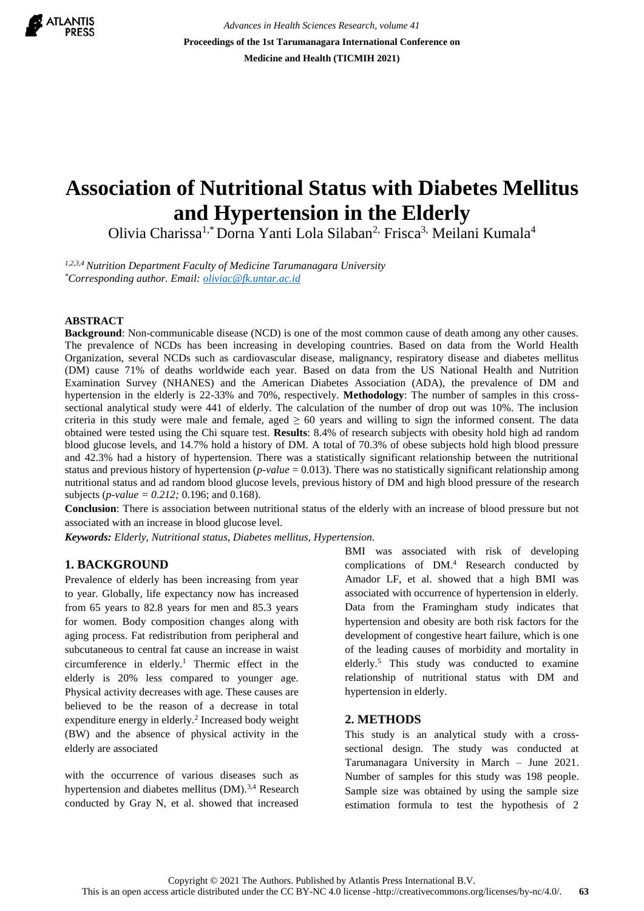# Association of Nutritional Status with Diabetes Mellitus and Hypertension in the Elderly

Olivia Charissa[1,*] Dorna Yanti Lola Silaban[2,] Frisca[3,] Meilani Kumala[4]

*[1,2,3,4] Nutrition Department Faculty of Medicine Tarumanagara University*
*[*] Corresponding author. Email: oliviac@fk.untar.ac.id*

## ABSTRACT

**Background**: Non-communicable disease (NCD) is one of the most common cause of death among any other causes. The prevalence of NCDs has been increasing in developing countries. Based on data from the World Health Organization, several NCDs such as cardiovascular disease, malignancy, respiratory disease and diabetes mellitus (DM) cause 71% of deaths worldwide each year. Based on data from the US National Health and Nutrition Examination Survey (NHANES) and the American Diabetes Association (ADA), the prevalence of DM and hypertension in the elderly is 22-33% and 70%, respectively. **Methodology**: The number of samples in this cross-sectional analytical study were 441 of elderly. The calculation of the number of drop out was 10%. The inclusion criteria in this study were male and female, aged $\geq$ 60 years and willing to sign the informed consent. The data obtained were tested using the Chi square test. **Results**: 8.4% of research subjects with obesity hold high ad random blood glucose levels, and 14.7% hold a history of DM. A total of 70.3% of obese subjects hold high blood pressure and 42.3% had a history of hypertension. There was a statistically significant relationship between the nutritional status and previous history of hypertension (*p-value* = 0.013). There was no statistically significant relationship among nutritional status and ad random blood glucose levels, previous history of DM and high blood pressure of the research subjects (*p-value = 0.212;* 0.196; and 0.168).

**Conclusion**: There is association between nutritional status of the elderly with an increase of blood pressure but not associated with an increase in blood glucose level.

***Keywords:** Elderly, Nutritional status, Diabetes mellitus, Hypertension.*

## 1. BACKGROUND

Prevalence of elderly has been increasing from year to year. Globally, life expectancy now has increased from 65 years to 82.8 years for men and 85.3 years for women. Body composition changes along with aging process. Fat redistribution from peripheral and subcutaneous to central fat cause an increase in waist circumference in elderly.[1] Thermic effect in the elderly is 20% less compared to younger age. Physical activity decreases with age. These causes are believed to be the reason of a decrease in total expenditure energy in elderly.[2] Increased body weight (BW) and the absence of physical activity in the elderly are associated

with the occurrence of various diseases such as hypertension and diabetes mellitus (DM).[3,4] Research conducted by Gray N, et al. showed that increased BMI was associated with risk of developing complications of DM.[4] Research conducted by Amador LF, et al. showed that a high BMI was associated with occurrence of hypertension in elderly. Data from the Framingham study indicates that hypertension and obesity are both risk factors for the development of congestive heart failure, which is one of the leading causes of morbidity and mortality in elderly.[5] This study was conducted to examine relationship of nutritional status with DM and hypertension in elderly.

## 2. METHODS

This study is an analytical study with a cross-sectional design. The study was conducted at Tarumanagara University in March – June 2021. Number of samples for this study was 198 people. Sample size was obtained by using the sample size estimation formula to test the hypothesis of 2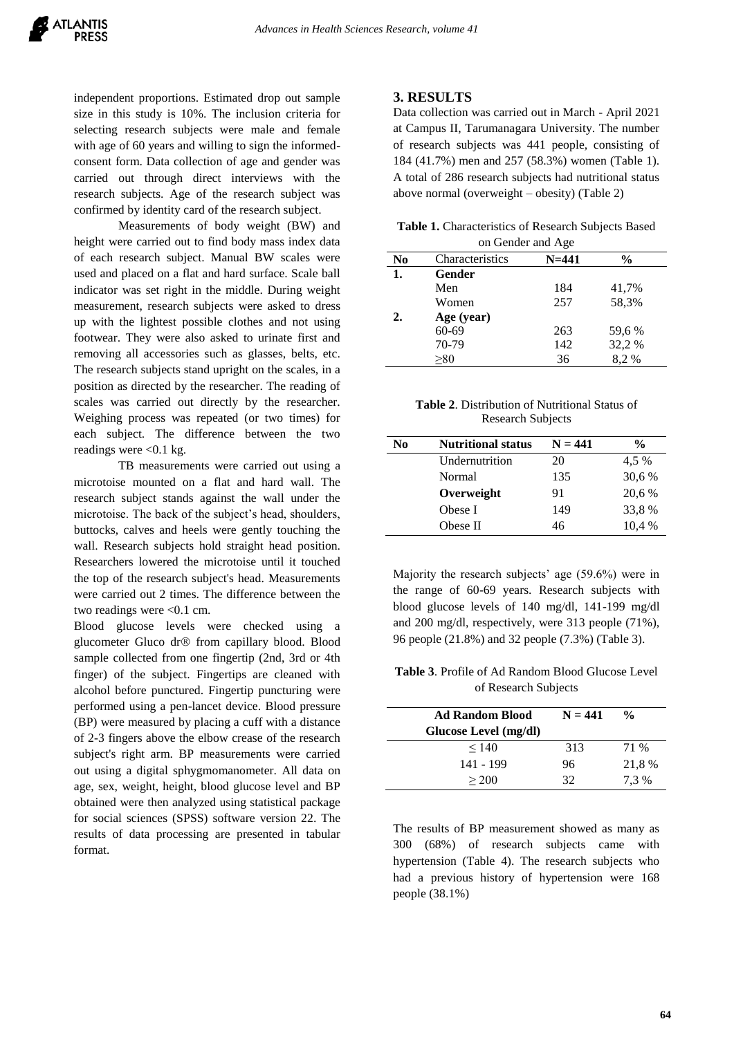independent proportions. Estimated drop out sample size in this study is 10%. The inclusion criteria for selecting research subjects were male and female with age of 60 years and willing to sign the informed-consent form. Data collection of age and gender was carried out through direct interviews with the research subjects. Age of the research subject was confirmed by identity card of the research subject.

Measurements of body weight (BW) and height were carried out to find body mass index data of each research subject. Manual BW scales were used and placed on a flat and hard surface. Scale ball indicator was set right in the middle. During weight measurement, research subjects were asked to dress up with the lightest possible clothes and not using footwear. They were also asked to urinate first and removing all accessories such as glasses, belts, etc. The research subjects stand upright on the scales, in a position as directed by the researcher. The reading of scales was carried out directly by the researcher. Weighing process was repeated (or two times) for each subject. The difference between the two readings were <0.1 kg.

TB measurements were carried out using a microtoise mounted on a flat and hard wall. The research subject stands against the wall under the microtoise. The back of the subject's head, shoulders, buttocks, calves and heels were gently touching the wall. Research subjects hold straight head position. Researchers lowered the microtoise until it touched the top of the research subject's head. Measurements were carried out 2 times. The difference between the two readings were <0.1 cm.

Blood glucose levels were checked using a glucometer Gluco dr® from capillary blood. Blood sample collected from one fingertip (2nd, 3rd or 4th finger) of the subject. Fingertips are cleaned with alcohol before punctured. Fingertip puncturing were performed using a pen-lancet device. Blood pressure (BP) were measured by placing a cuff with a distance of 2-3 fingers above the elbow crease of the research subject's right arm. BP measurements were carried out using a digital sphygmomanometer. All data on age, sex, weight, height, blood glucose level and BP obtained were then analyzed using statistical package for social sciences (SPSS) software version 22. The results of data processing are presented in tabular format.

## 3. RESULTS

Data collection was carried out in March - April 2021 at Campus II, Tarumanagara University. The number of research subjects was 441 people, consisting of 184 (41.7%) men and 257 (58.3%) women (Table 1). A total of 286 research subjects had nutritional status above normal (overweight – obesity) (Table 2)

**Table 1.** Characteristics of Research Subjects Based on Gender and Age

| No | Characteristics | N=441 | % |
|---|---|---|---|
| **1.** | **Gender** | | |
| | Men | 184 | 41,7% |
| | Women | 257 | 58,3% |
| **2.** | **Age (year)** | | |
| | 60-69 | 263 | 59,6 % |
| | 70-79 | 142 | 32,2 % |
| | ≥80 | 36 | 8,2 % |

**Table 2**. Distribution of Nutritional Status of Research Subjects

| No | Nutritional status | N = 441 | % |
|---|---|---|---|
| | Undernutrition | 20 | 4,5 % |
| | Normal | 135 | 30,6 % |
| | **Overweight** | 91 | 20,6 % |
| | Obese I | 149 | 33,8 % |
| | Obese II | 46 | 10,4 % |

Majority the research subjects' age (59.6%) were in the range of 60-69 years. Research subjects with blood glucose levels of 140 mg/dl, 141-199 mg/dl and 200 mg/dl, respectively, were 313 people (71%), 96 people (21.8%) and 32 people (7.3%) (Table 3).

**Table 3**. Profile of Ad Random Blood Glucose Level of Research Subjects

| Ad Random Blood Glucose Level (mg/dl) | N = 441 | % |
|---|---|---|
| ≤ 140 | 313 | 71 % |
| 141 - 199 | 96 | 21,8 % |
| ≥ 200 | 32 | 7,3 % |

The results of BP measurement showed as many as 300 (68%) of research subjects came with hypertension (Table 4). The research subjects who had a previous history of hypertension were 168 people (38.1%)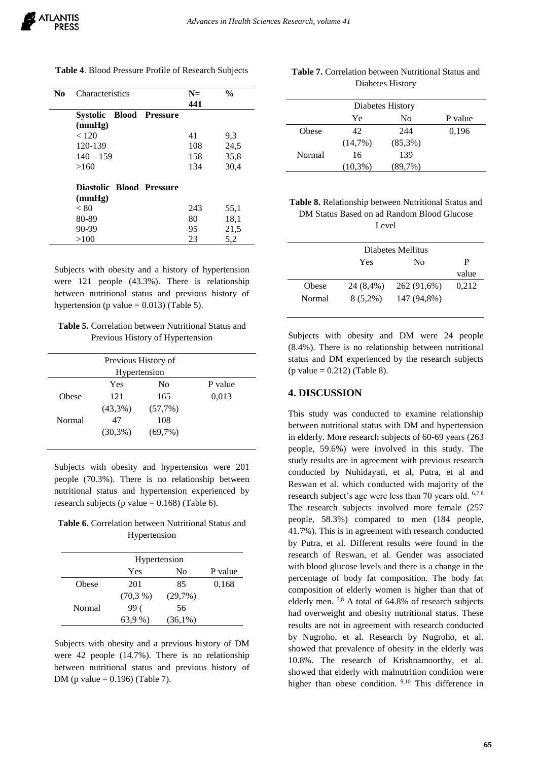**Table 4**. Blood Pressure Profile of Research Subjects

| No | Characteristics | N= 441 | % |
|---|---|---|---|
| | **Systolic Blood Pressure (mmHg)** | | |
| | < 120 | 41 | 9,3 |
| | 120-139 | 108 | 24,5 |
| | 140 – 159 | 158 | 35,8 |
| | >160 | 134 | 30,4 |
| | **Diastolic Blood Pressure (mmHg)** | | |
| | < 80 | 243 | 55,1 |
| | 80-89 | 80 | 18,1 |
| | 90-99 | 95 | 21,5 |
| | >100 | 23 | 5,2 |

Subjects with obesity and a history of hypertension were 121 people (43.3%). There is relationship between nutritional status and previous history of hypertension (p value = 0.013) (Table 5).

**Table 5.** Correlation between Nutritional Status and Previous History of Hypertension

| | Previous History of Hypertension | | |
|---|---|---|---|
| | Yes | No | P value |
| Obese | 121 (43,3%) | 165 (57,7%) | 0,013 |
| Normal | 47 (30,3%) | 108 (69,7%) | |

Subjects with obesity and hypertension were 201 people (70.3%). There is no relationship between nutritional status and hypertension experienced by research subjects (p value = 0.168) (Table 6).

**Table 6.** Correlation between Nutritional Status and Hypertension

| | Hypertension | | |
|---|---|---|---|
| | Yes | No | P value |
| Obese | 201 (70,3 %) | 85 (29,7%) | 0,168 |
| Normal | 99 ( 63,9 %) | 56 (36,1%) | |

Subjects with obesity and a previous history of DM were 42 people (14.7%). There is no relationship between nutritional status and previous history of DM (p value = 0.196) (Table 7).

**Table 7.** Correlation between Nutritional Status and Diabetes History

| | Diabetes History | | |
|---|---|---|---|
| | Ye | No | P value |
| Obese | 42 (14,7%) | 244 (85,3%) | 0,196 |
| Normal | 16 (10,3%) | 139 (89,7%) | |

**Table 8.** Relationship between Nutritional Status and DM Status Based on ad Random Blood Glucose Level

| | Diabetes Mellitus | | |
|---|---|---|---|
| | Yes | No | P value |
| Obese | 24 (8,4%) | 262 (91,6%) | 0,212 |
| Normal | 8 (5,2%) | 147 (94,8%) | |

Subjects with obesity and DM were 24 people (8.4%). There is no relationship between nutritional status and DM experienced by the research subjects (p value = 0.212) (Table 8).

## 4. DISCUSSION

This study was conducted to examine relationship between nutritional status with DM and hypertension in elderly. More research subjects of 60-69 years (263 people, 59.6%) were involved in this study. The study results are in agreement with previous research conducted by Nuhidayati, et al, Putra, et al and Reswan et al. which conducted with majority of the research subject's age were less than 70 years old. [6,7,8] The research subjects involved more female (257 people, 58.3%) compared to men (184 people, 41.7%). This is in agreement with research conducted by Putra, et al. Different results were found in the research of Reswan, et al. Gender was associated with blood glucose levels and there is a change in the percentage of body fat composition. The body fat composition of elderly women is higher than that of elderly men. [7,8] A total of 64.8% of research subjects had overweight and obesity nutritional status. These results are not in agreement with research conducted by Nugroho, et al. Research by Nugroho, et al. showed that prevalence of obesity in the elderly was 10.8%. The research of Krishnamoorthy, et al. showed that elderly with malnutrition condition were higher than obese condition. [9,10] This difference in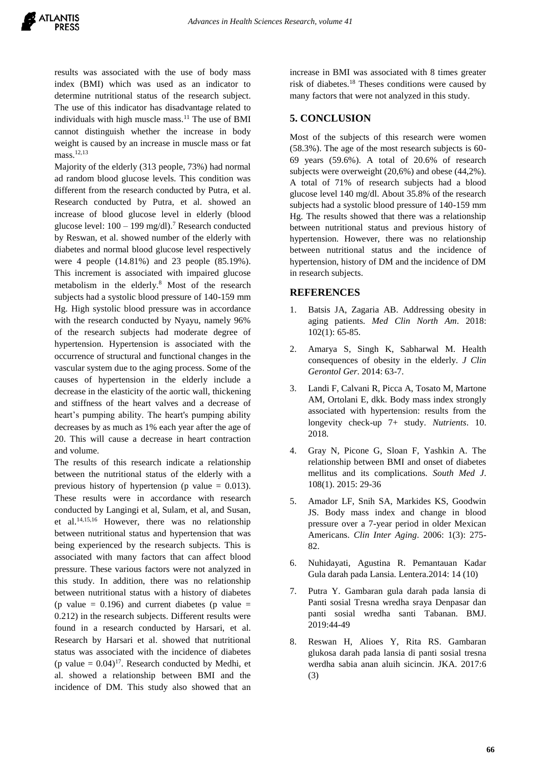results was associated with the use of body mass index (BMI) which was used as an indicator to determine nutritional status of the research subject. The use of this indicator has disadvantage related to individuals with high muscle mass.[11] The use of BMI cannot distinguish whether the increase in body weight is caused by an increase in muscle mass or fat mass.[12,13]

Majority of the elderly (313 people, 73%) had normal ad random blood glucose levels. This condition was different from the research conducted by Putra, et al. Research conducted by Putra, et al. showed an increase of blood glucose level in elderly (blood glucose level: 100 – 199 mg/dl).[7] Research conducted by Reswan, et al. showed number of the elderly with diabetes and normal blood glucose level respectively were 4 people (14.81%) and 23 people (85.19%). This increment is associated with impaired glucose metabolism in the elderly.[8] Most of the research subjects had a systolic blood pressure of 140-159 mm Hg. High systolic blood pressure was in accordance with the research conducted by Nyayu, namely 96% of the research subjects had moderate degree of hypertension. Hypertension is associated with the occurrence of structural and functional changes in the vascular system due to the aging process. Some of the causes of hypertension in the elderly include a decrease in the elasticity of the aortic wall, thickening and stiffness of the heart valves and a decrease of heart's pumping ability. The heart's pumping ability decreases by as much as 1% each year after the age of 20. This will cause a decrease in heart contraction and volume.

The results of this research indicate a relationship between the nutritional status of the elderly with a previous history of hypertension (p value = 0.013). These results were in accordance with research conducted by Langingi et al, Sulam, et al, and Susan, et al.[14,15,16] However, there was no relationship between nutritional status and hypertension that was being experienced by the research subjects. This is associated with many factors that can affect blood pressure. These various factors were not analyzed in this study. In addition, there was no relationship between nutritional status with a history of diabetes (p value = 0.196) and current diabetes (p value = 0.212) in the research subjects. Different results were found in a research conducted by Harsari, et al. Research by Harsari et al. showed that nutritional status was associated with the incidence of diabetes (p value = 0.04)[17]. Research conducted by Medhi, et al. showed a relationship between BMI and the incidence of DM. This study also showed that an increase in BMI was associated with 8 times greater risk of diabetes.[18] Theses conditions were caused by many factors that were not analyzed in this study.

## 5. CONCLUSION

Most of the subjects of this research were women (58.3%). The age of the most research subjects is 60-69 years (59.6%). A total of 20.6% of research subjects were overweight (20,6%) and obese (44,2%). A total of 71% of research subjects had a blood glucose level 140 mg/dl. About 35.8% of the research subjects had a systolic blood pressure of 140-159 mm Hg. The results showed that there was a relationship between nutritional status and previous history of hypertension. However, there was no relationship between nutritional status and the incidence of hypertension, history of DM and the incidence of DM in research subjects.

## REFERENCES

1. Batsis JA, Zagaria AB. Addressing obesity in aging patients. *Med Clin North Am*. 2018: 102(1): 65-85.
2. Amarya S, Singh K, Sabharwal M. Health consequences of obesity in the elderly. *J Clin Gerontol Ger*. 2014: 63-7.
3. Landi F, Calvani R, Picca A, Tosato M, Martone AM, Ortolani E, dkk. Body mass index strongly associated with hypertension: results from the longevity check-up 7+ study. *Nutrients*. 10. 2018.
4. Gray N, Picone G, Sloan F, Yashkin A. The relationship between BMI and onset of diabetes mellitus and its complications. *South Med J*. 108(1). 2015: 29-36
5. Amador LF, Snih SA, Markides KS, Goodwin JS. Body mass index and change in blood pressure over a 7-year period in older Mexican Americans. *Clin Inter Aging*. 2006: 1(3): 275-82.
6. Nuhidayati, Agustina R. Pemantauan Kadar Gula darah pada Lansia. Lentera.2014: 14 (10)
7. Putra Y. Gambaran gula darah pada lansia di Panti sosial Tresna wredha sraya Denpasar dan panti sosial wredha santi Tabanan. BMJ. 2019:44-49
8. Reswan H, Alioes Y, Rita RS. Gambaran glukosa darah pada lansia di panti sosial tresna werdha sabia anan aluih sicincin. JKA. 2017:6 (3)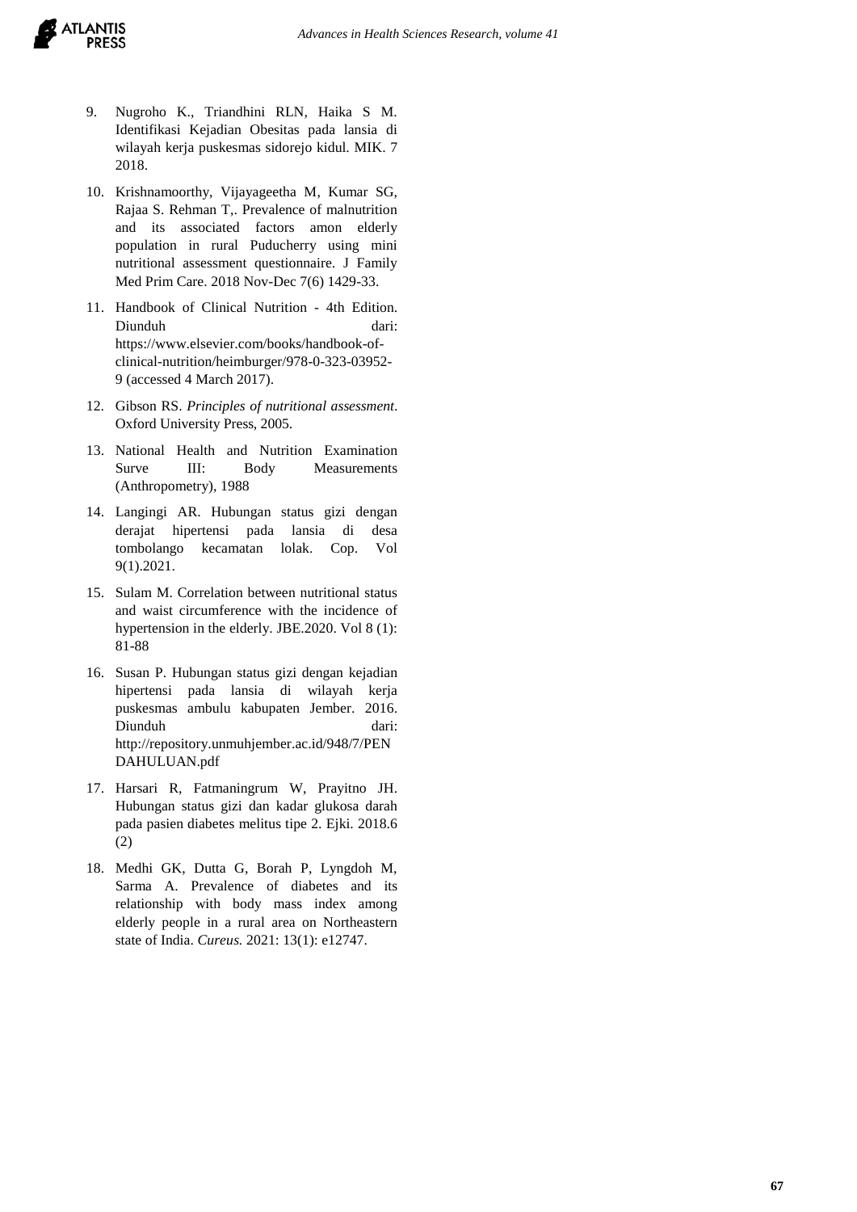9. Nugroho K., Triandhini RLN, Haika S M. Identifikasi Kejadian Obesitas pada lansia di wilayah kerja puskesmas sidorejo kidul. MIK. 7 2018.

10. Krishnamoorthy, Vijayageetha M, Kumar SG, Rajaa S. Rehman T,. Prevalence of malnutrition and its associated factors amon elderly population in rural Puducherry using mini nutritional assessment questionnaire. J Family Med Prim Care. 2018 Nov-Dec 7(6) 1429-33.

11. Handbook of Clinical Nutrition - 4th Edition. Diunduh dari: https://www.elsevier.com/books/handbook-of-clinical-nutrition/heimburger/978-0-323-03952-9 (accessed 4 March 2017).

12. Gibson RS. *Principles of nutritional assessment*. Oxford University Press, 2005.

13. National Health and Nutrition Examination Surve III: Body Measurements (Anthropometry), 1988

14. Langingi AR. Hubungan status gizi dengan derajat hipertensi pada lansia di desa tombolango kecamatan lolak. Cop. Vol 9(1).2021.

15. Sulam M. Correlation between nutritional status and waist circumference with the incidence of hypertension in the elderly. JBE.2020. Vol 8 (1): 81-88

16. Susan P. Hubungan status gizi dengan kejadian hipertensi pada lansia di wilayah kerja puskesmas ambulu kabupaten Jember. 2016. Diunduh dari: http://repository.unmuhjember.ac.id/948/7/PENDAHULUAN.pdf

17. Harsari R, Fatmaningrum W, Prayitno JH. Hubungan status gizi dan kadar glukosa darah pada pasien diabetes melitus tipe 2. Ejki. 2018.6 (2)

18. Medhi GK, Dutta G, Borah P, Lyngdoh M, Sarma A. Prevalence of diabetes and its relationship with body mass index among elderly people in a rural area on Northeastern state of India. *Cureus.* 2021: 13(1): e12747.